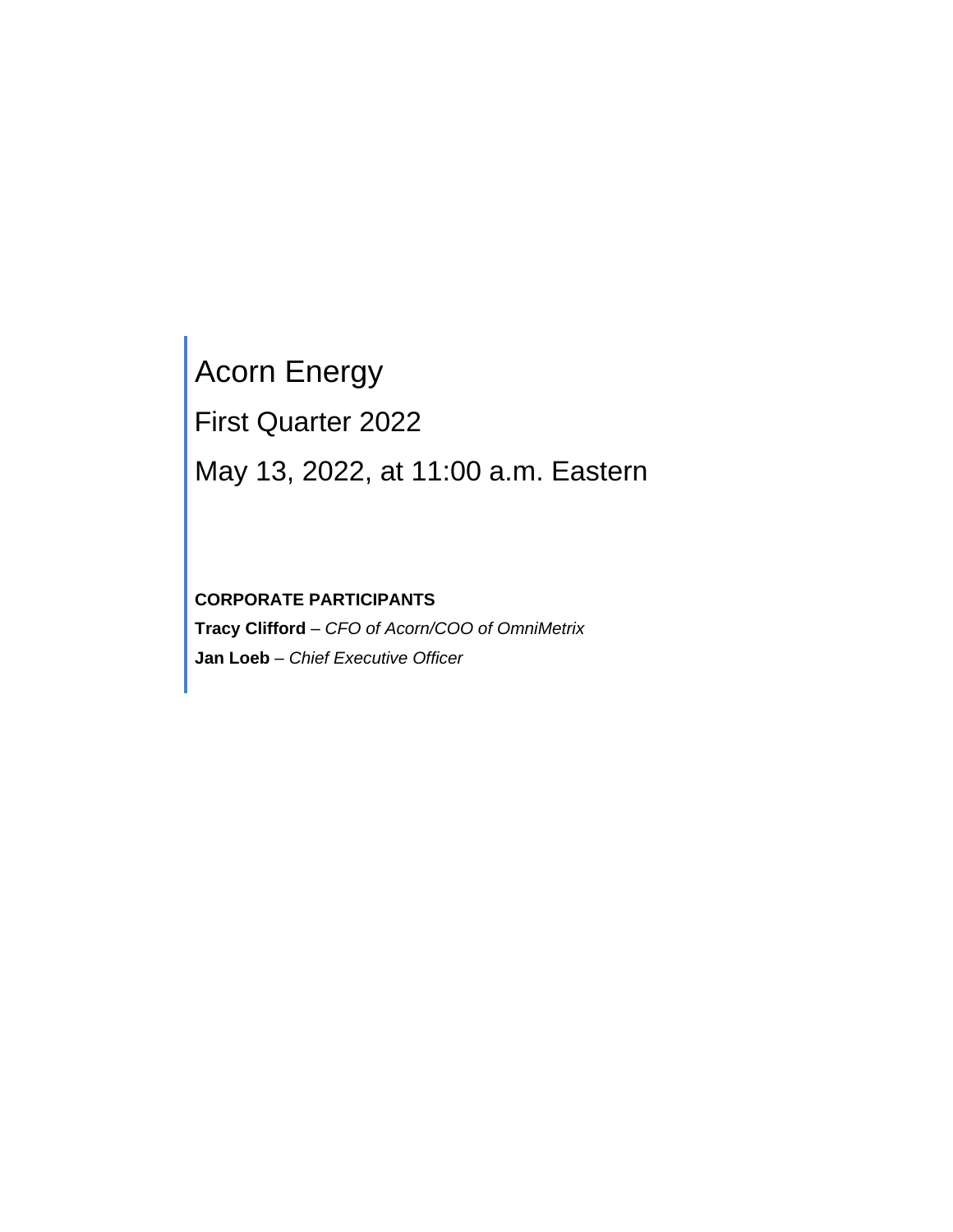# Acorn Energy

## First Quarter 2022

## May 13, 2022, at 11:00 a.m. Eastern

**CORPORATE PARTICIPANTS**

**Tracy Clifford** – *CFO of Acorn/COO of OmniMetrix*

**Jan Loeb** – *Chief Executive Officer*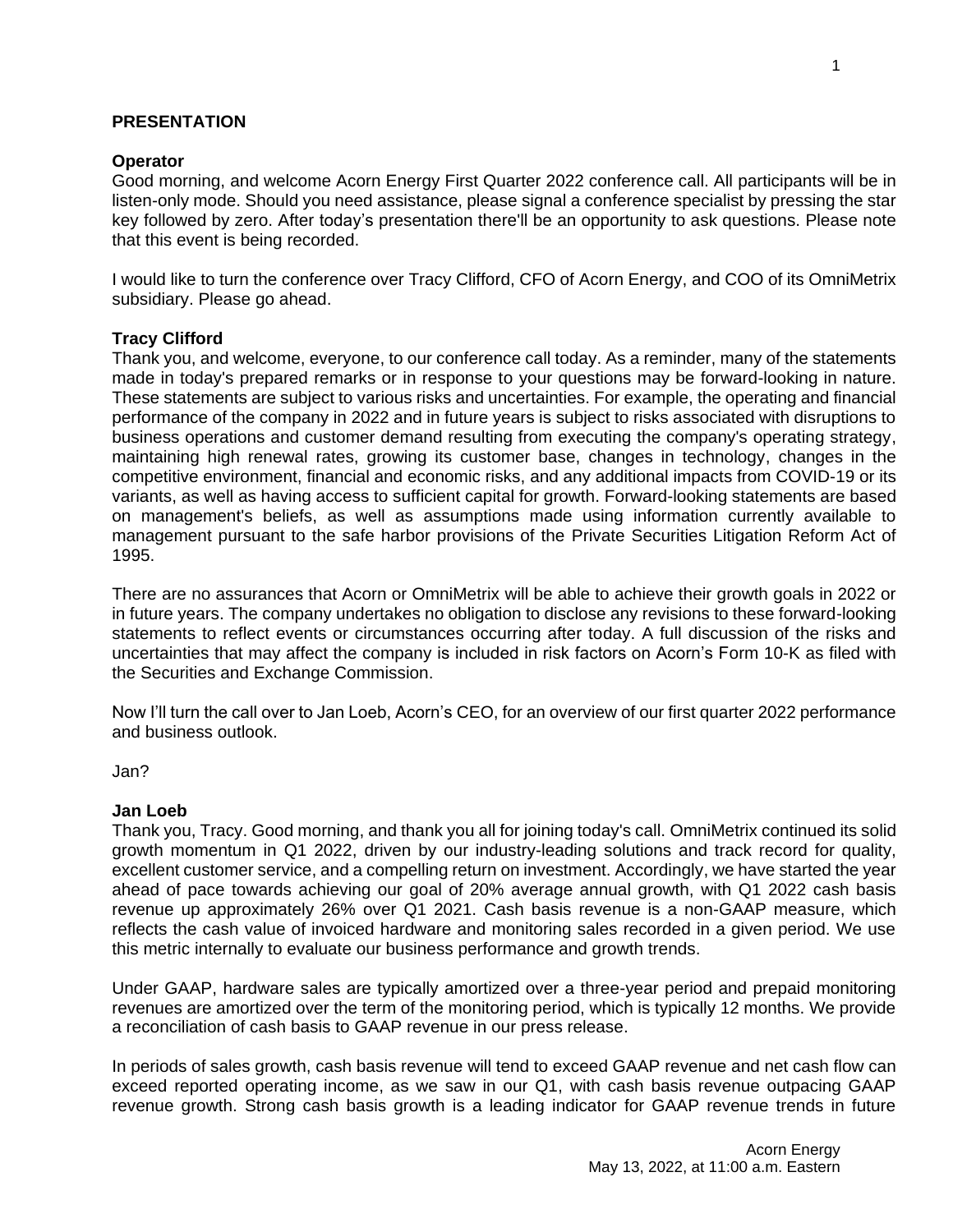## PRESENTATION

**Operator**

Good morning, and welcome Acorn Energy First Quarter 2022 conference call. All participants will be in listen-only mode. Should you need assistance, please signal a conference specialist by pressing the star key followed by zero. After today's presentation there'll be an opportunity to ask questions. Please note that this event is being recorded.

I would like to turn the conference over Tracy Clifford, CFO of Acorn Energy, and COO of its OmniMetrix subsidiary. Please go ahead.

**Tracy Clifford**

Thank you, and welcome, everyone, to our conference call today. As a reminder, many of the statements made in today's prepared remarks or in response to your questions may be forward-looking in nature. These statements are subject to various risks and uncertainties. For example, the operating and financial performance of the company in 2022 and in future years is subject to risks associated with disruptions to business operations and customer demand resulting from executing the company's operating strategy, maintaining high renewal rates, growing its customer base, changes in technology, changes in the competitive environment, financial and economic risks, and any additional impacts from COVID-19 or its variants, as well as having access to sufficient capital for growth. Forward-looking statements are based on management's beliefs, as well as assumptions made using information currently available to management pursuant to the safe harbor provisions of the Private Securities Litigation Reform Act of 1995.

There are no assurances that Acorn or OmniMetrix will be able to achieve their growth goals in 2022 or in future years. The company undertakes no obligation to disclose any revisions to these forward-looking statements to reflect events or circumstances occurring after today. A full discussion of the risks and uncertainties that may affect the company is included in risk factors on Acorn's Form 10-K as filed with the Securities and Exchange Commission.

Now I'll turn the call over to Jan Loeb, Acorn's CEO, for an overview of our first quarter 2022 performance and business outlook.

Jan?

**Jan Loeb**

Thank you, Tracy. Good morning, and thank you all for joining today's call. OmniMetrix continued its solid growth momentum in Q1 2022, driven by our industry-leading solutions and track record for quality, excellent customer service, and a compelling return on investment. Accordingly, we have started the year ahead of pace towards achieving our goal of 20% average annual growth, with Q1 2022 cash basis revenue up approximately 26% over Q1 2021. Cash basis revenue is a non-GAAP measure, which reflects the cash value of invoiced hardware and monitoring sales recorded in a given period. We use this metric internally to evaluate our business performance and growth trends.

Under GAAP, hardware sales are typically amortized over a three-year period and prepaid monitoring revenues are amortized over the term of the monitoring period, which is typically 12 months. We provide a reconciliation of cash basis to GAAP revenue in our press release.

In periods of sales growth, cash basis revenue will tend to exceed GAAP revenue and net cash flow can exceed reported operating income, as we saw in our Q1, with cash basis revenue outpacing GAAP revenue growth. Strong cash basis growth is a leading indicator for GAAP revenue trends in future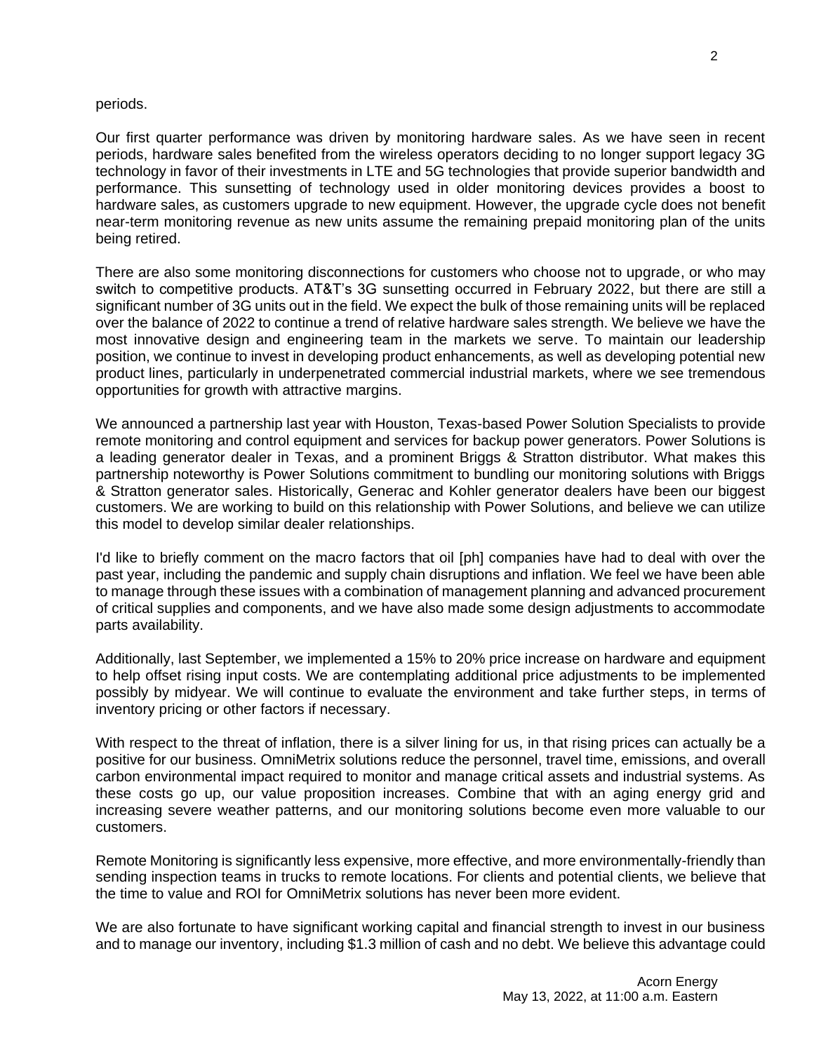periods.

Our first quarter performance was driven by monitoring hardware sales. As we have seen in recent periods, hardware sales benefited from the wireless operators deciding to no longer support legacy 3G technology in favor of their investments in LTE and 5G technologies that provide superior bandwidth and performance. This sunsetting of technology used in older monitoring devices provides a boost to hardware sales, as customers upgrade to new equipment. However, the upgrade cycle does not benefit near-term monitoring revenue as new units assume the remaining prepaid monitoring plan of the units being retired.

There are also some monitoring disconnections for customers who choose not to upgrade, or who may switch to competitive products. AT&T's 3G sunsetting occurred in February 2022, but there are still a significant number of 3G units out in the field. We expect the bulk of those remaining units will be replaced over the balance of 2022 to continue a trend of relative hardware sales strength. We believe we have the most innovative design and engineering team in the markets we serve. To maintain our leadership position, we continue to invest in developing product enhancements, as well as developing potential new product lines, particularly in underpenetrated commercial industrial markets, where we see tremendous opportunities for growth with attractive margins.

We announced a partnership last year with Houston, Texas-based Power Solution Specialists to provide remote monitoring and control equipment and services for backup power generators. Power Solutions is a leading generator dealer in Texas, and a prominent Briggs & Stratton distributor. What makes this partnership noteworthy is Power Solutions commitment to bundling our monitoring solutions with Briggs & Stratton generator sales. Historically, Generac and Kohler generator dealers have been our biggest customers. We are working to build on this relationship with Power Solutions, and believe we can utilize this model to develop similar dealer relationships.

I'd like to briefly comment on the macro factors that oil [ph] companies have had to deal with over the past year, including the pandemic and supply chain disruptions and inflation. We feel we have been able to manage through these issues with a combination of management planning and advanced procurement of critical supplies and components, and we have also made some design adjustments to accommodate parts availability.

Additionally, last September, we implemented a 15% to 20% price increase on hardware and equipment to help offset rising input costs. We are contemplating additional price adjustments to be implemented possibly by midyear. We will continue to evaluate the environment and take further steps, in terms of inventory pricing or other factors if necessary.

With respect to the threat of inflation, there is a silver lining for us, in that rising prices can actually be a positive for our business. OmniMetrix solutions reduce the personnel, travel time, emissions, and overall carbon environmental impact required to monitor and manage critical assets and industrial systems. As these costs go up, our value proposition increases. Combine that with an aging energy grid and increasing severe weather patterns, and our monitoring solutions become even more valuable to our customers.

Remote Monitoring is significantly less expensive, more effective, and more environmentally-friendly than sending inspection teams in trucks to remote locations. For clients and potential clients, we believe that the time to value and ROI for OmniMetrix solutions has never been more evident.

We are also fortunate to have significant working capital and financial strength to invest in our business and to manage our inventory, including $1.3 million of cash and no debt. We believe this advantage could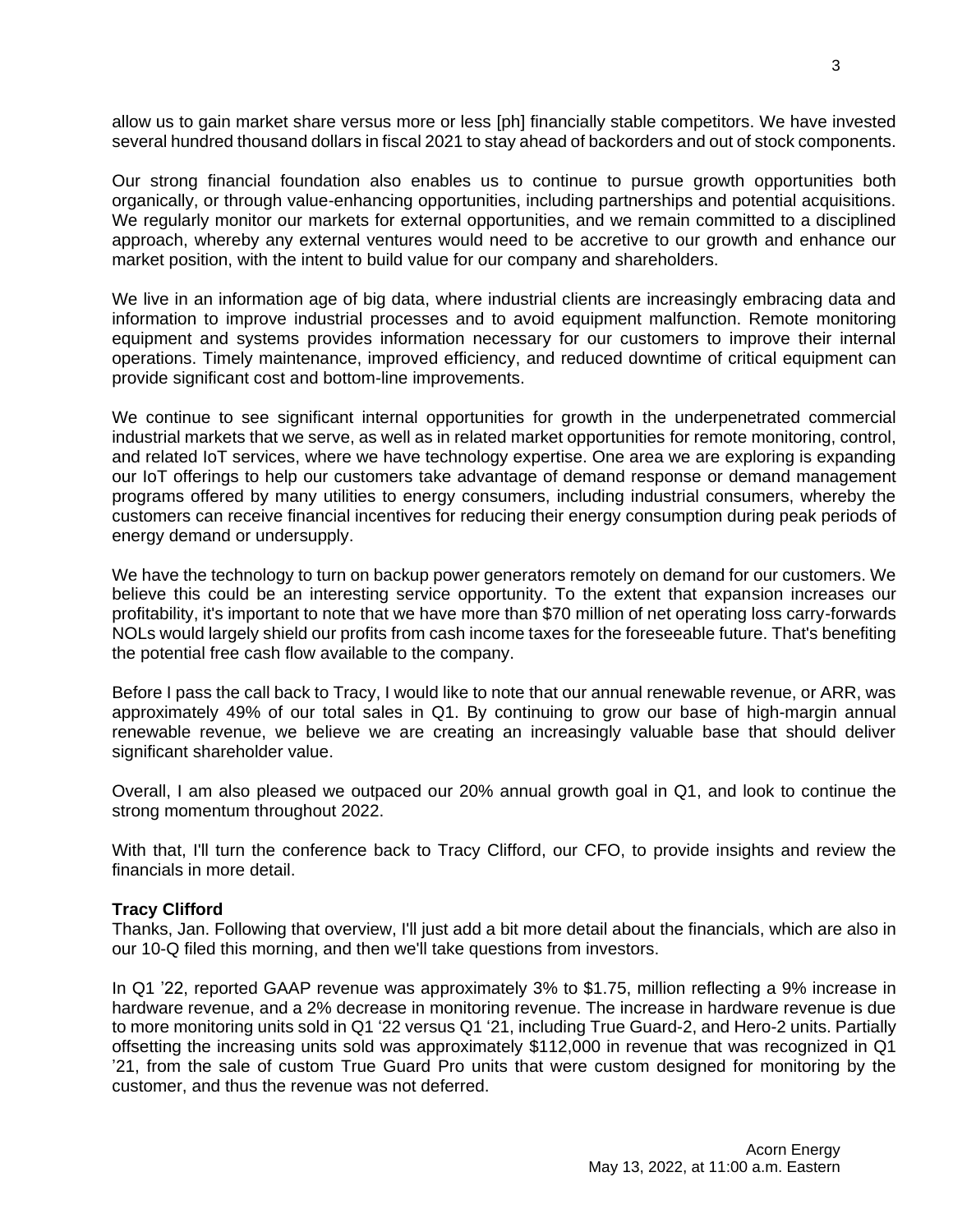allow us to gain market share versus more or less [ph] financially stable competitors. We have invested several hundred thousand dollars in fiscal 2021 to stay ahead of backorders and out of stock components.

Our strong financial foundation also enables us to continue to pursue growth opportunities both organically, or through value-enhancing opportunities, including partnerships and potential acquisitions. We regularly monitor our markets for external opportunities, and we remain committed to a disciplined approach, whereby any external ventures would need to be accretive to our growth and enhance our market position, with the intent to build value for our company and shareholders.

We live in an information age of big data, where industrial clients are increasingly embracing data and information to improve industrial processes and to avoid equipment malfunction. Remote monitoring equipment and systems provides information necessary for our customers to improve their internal operations. Timely maintenance, improved efficiency, and reduced downtime of critical equipment can provide significant cost and bottom-line improvements.

We continue to see significant internal opportunities for growth in the underpenetrated commercial industrial markets that we serve, as well as in related market opportunities for remote monitoring, control, and related IoT services, where we have technology expertise. One area we are exploring is expanding our IoT offerings to help our customers take advantage of demand response or demand management programs offered by many utilities to energy consumers, including industrial consumers, whereby the customers can receive financial incentives for reducing their energy consumption during peak periods of energy demand or undersupply.

We have the technology to turn on backup power generators remotely on demand for our customers. We believe this could be an interesting service opportunity. To the extent that expansion increases our profitability, it's important to note that we have more than $70 million of net operating loss carry-forwards NOLs would largely shield our profits from cash income taxes for the foreseeable future. That's benefiting the potential free cash flow available to the company.

Before I pass the call back to Tracy, I would like to note that our annual renewable revenue, or ARR, was approximately 49% of our total sales in Q1. By continuing to grow our base of high-margin annual renewable revenue, we believe we are creating an increasingly valuable base that should deliver significant shareholder value.

Overall, I am also pleased we outpaced our 20% annual growth goal in Q1, and look to continue the strong momentum throughout 2022.

With that, I'll turn the conference back to Tracy Clifford, our CFO, to provide insights and review the financials in more detail.

**Tracy Clifford**
Thanks, Jan. Following that overview, I'll just add a bit more detail about the financials, which are also in our 10-Q filed this morning, and then we'll take questions from investors.

In Q1 '22, reported GAAP revenue was approximately 3% to $1.75, million reflecting a 9% increase in hardware revenue, and a 2% decrease in monitoring revenue. The increase in hardware revenue is due to more monitoring units sold in Q1 '22 versus Q1 '21, including True Guard-2, and Hero-2 units. Partially offsetting the increasing units sold was approximately $112,000 in revenue that was recognized in Q1 '21, from the sale of custom True Guard Pro units that were custom designed for monitoring by the customer, and thus the revenue was not deferred.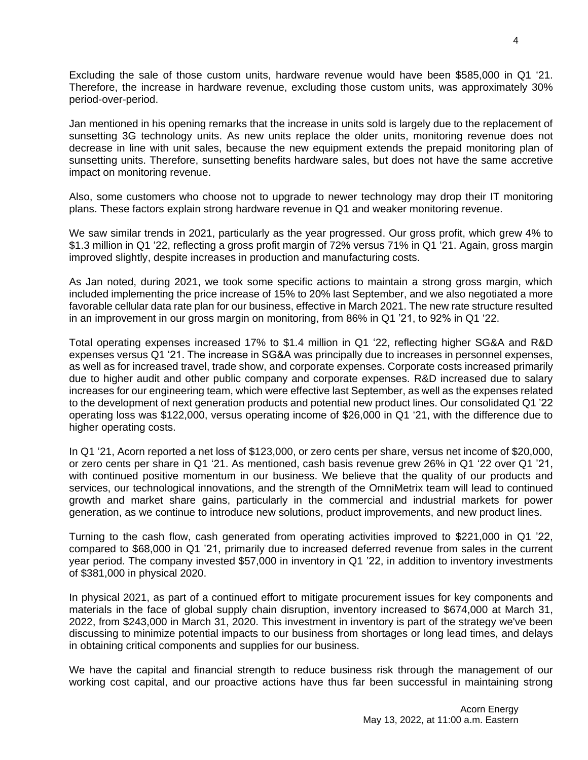Excluding the sale of those custom units, hardware revenue would have been $585,000 in Q1 '21. Therefore, the increase in hardware revenue, excluding those custom units, was approximately 30% period-over-period.

Jan mentioned in his opening remarks that the increase in units sold is largely due to the replacement of sunsetting 3G technology units. As new units replace the older units, monitoring revenue does not decrease in line with unit sales, because the new equipment extends the prepaid monitoring plan of sunsetting units. Therefore, sunsetting benefits hardware sales, but does not have the same accretive impact on monitoring revenue.

Also, some customers who choose not to upgrade to newer technology may drop their IT monitoring plans. These factors explain strong hardware revenue in Q1 and weaker monitoring revenue.

We saw similar trends in 2021, particularly as the year progressed. Our gross profit, which grew 4% to $1.3 million in Q1 '22, reflecting a gross profit margin of 72% versus 71% in Q1 '21. Again, gross margin improved slightly, despite increases in production and manufacturing costs.

As Jan noted, during 2021, we took some specific actions to maintain a strong gross margin, which included implementing the price increase of 15% to 20% last September, and we also negotiated a more favorable cellular data rate plan for our business, effective in March 2021. The new rate structure resulted in an improvement in our gross margin on monitoring, from 86% in Q1 '21, to 92% in Q1 '22.

Total operating expenses increased 17% to $1.4 million in Q1 '22, reflecting higher SG&A and R&D expenses versus Q1 '21. The increase in SG&A was principally due to increases in personnel expenses, as well as for increased travel, trade show, and corporate expenses. Corporate costs increased primarily due to higher audit and other public company and corporate expenses. R&D increased due to salary increases for our engineering team, which were effective last September, as well as the expenses related to the development of next generation products and potential new product lines. Our consolidated Q1 '22 operating loss was $122,000, versus operating income of $26,000 in Q1 '21, with the difference due to higher operating costs.

In Q1 '21, Acorn reported a net loss of $123,000, or zero cents per share, versus net income of $20,000, or zero cents per share in Q1 '21. As mentioned, cash basis revenue grew 26% in Q1 '22 over Q1 '21, with continued positive momentum in our business. We believe that the quality of our products and services, our technological innovations, and the strength of the OmniMetrix team will lead to continued growth and market share gains, particularly in the commercial and industrial markets for power generation, as we continue to introduce new solutions, product improvements, and new product lines.

Turning to the cash flow, cash generated from operating activities improved to $221,000 in Q1 '22, compared to $68,000 in Q1 '21, primarily due to increased deferred revenue from sales in the current year period. The company invested $57,000 in inventory in Q1 '22, in addition to inventory investments of $381,000 in physical 2020.

In physical 2021, as part of a continued effort to mitigate procurement issues for key components and materials in the face of global supply chain disruption, inventory increased to $674,000 at March 31, 2022, from $243,000 in March 31, 2020. This investment in inventory is part of the strategy we've been discussing to minimize potential impacts to our business from shortages or long lead times, and delays in obtaining critical components and supplies for our business.

We have the capital and financial strength to reduce business risk through the management of our working cost capital, and our proactive actions have thus far been successful in maintaining strong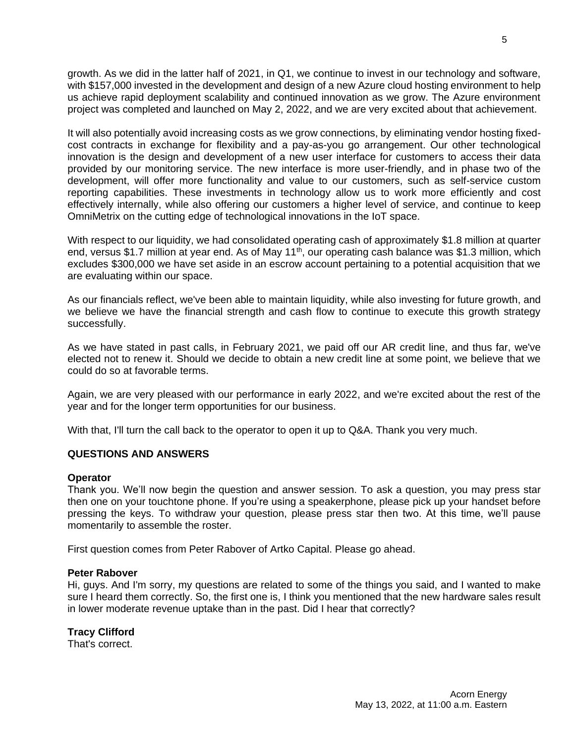growth. As we did in the latter half of 2021, in Q1, we continue to invest in our technology and software, with $157,000 invested in the development and design of a new Azure cloud hosting environment to help us achieve rapid deployment scalability and continued innovation as we grow. The Azure environment project was completed and launched on May 2, 2022, and we are very excited about that achievement.

It will also potentially avoid increasing costs as we grow connections, by eliminating vendor hosting fixed-cost contracts in exchange for flexibility and a pay-as-you go arrangement. Our other technological innovation is the design and development of a new user interface for customers to access their data provided by our monitoring service. The new interface is more user-friendly, and in phase two of the development, will offer more functionality and value to our customers, such as self-service custom reporting capabilities. These investments in technology allow us to work more efficiently and cost effectively internally, while also offering our customers a higher level of service, and continue to keep OmniMetrix on the cutting edge of technological innovations in the IoT space.

With respect to our liquidity, we had consolidated operating cash of approximately $1.8 million at quarter end, versus $1.7 million at year end. As of May 11th, our operating cash balance was $1.3 million, which excludes $300,000 we have set aside in an escrow account pertaining to a potential acquisition that we are evaluating within our space.

As our financials reflect, we've been able to maintain liquidity, while also investing for future growth, and we believe we have the financial strength and cash flow to continue to execute this growth strategy successfully.

As we have stated in past calls, in February 2021, we paid off our AR credit line, and thus far, we've elected not to renew it. Should we decide to obtain a new credit line at some point, we believe that we could do so at favorable terms.

Again, we are very pleased with our performance in early 2022, and we're excited about the rest of the year and for the longer term opportunities for our business.

With that, I'll turn the call back to the operator to open it up to Q&A. Thank you very much.

## QUESTIONS AND ANSWERS

**Operator**
Thank you. We'll now begin the question and answer session. To ask a question, you may press star then one on your touchtone phone. If you're using a speakerphone, please pick up your handset before pressing the keys. To withdraw your question, please press star then two. At this time, we'll pause momentarily to assemble the roster.

First question comes from Peter Rabover of Artko Capital. Please go ahead.

**Peter Rabover**
Hi, guys. And I'm sorry, my questions are related to some of the things you said, and I wanted to make sure I heard them correctly. So, the first one is, I think you mentioned that the new hardware sales result in lower moderate revenue uptake than in the past. Did I hear that correctly?

**Tracy Clifford**
That's correct.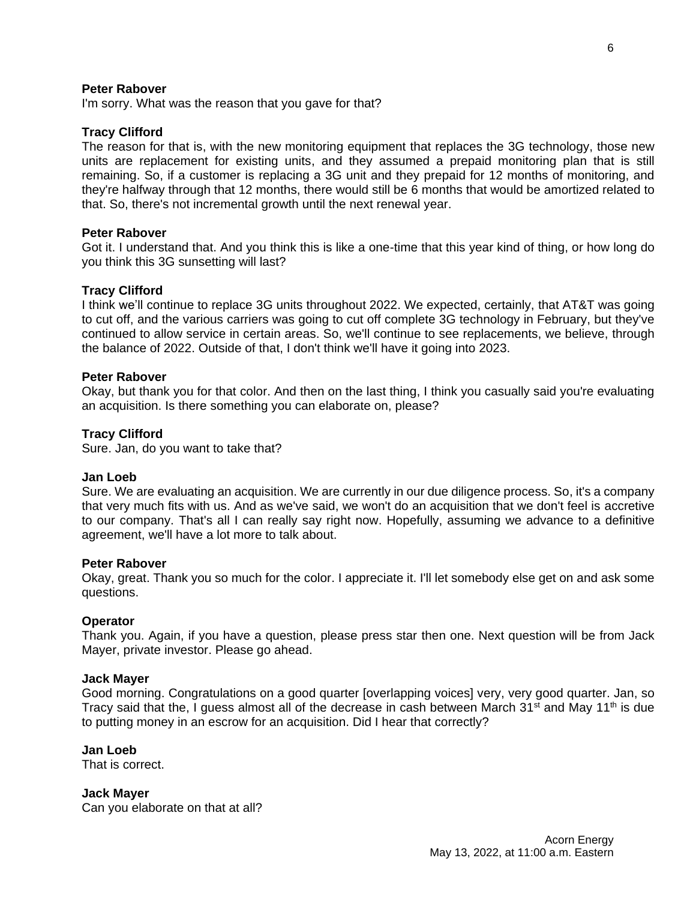**Peter Rabover**
I'm sorry. What was the reason that you gave for that?

**Tracy Clifford**
The reason for that is, with the new monitoring equipment that replaces the 3G technology, those new units are replacement for existing units, and they assumed a prepaid monitoring plan that is still remaining. So, if a customer is replacing a 3G unit and they prepaid for 12 months of monitoring, and they're halfway through that 12 months, there would still be 6 months that would be amortized related to that. So, there's not incremental growth until the next renewal year.

**Peter Rabover**
Got it. I understand that. And you think this is like a one-time that this year kind of thing, or how long do you think this 3G sunsetting will last?

**Tracy Clifford**
I think we'll continue to replace 3G units throughout 2022. We expected, certainly, that AT&T was going to cut off, and the various carriers was going to cut off complete 3G technology in February, but they've continued to allow service in certain areas. So, we'll continue to see replacements, we believe, through the balance of 2022. Outside of that, I don't think we'll have it going into 2023.

**Peter Rabover**
Okay, but thank you for that color. And then on the last thing, I think you casually said you're evaluating an acquisition. Is there something you can elaborate on, please?

**Tracy Clifford**
Sure. Jan, do you want to take that?

**Jan Loeb**
Sure. We are evaluating an acquisition. We are currently in our due diligence process. So, it's a company that very much fits with us. And as we've said, we won't do an acquisition that we don't feel is accretive to our company. That's all I can really say right now. Hopefully, assuming we advance to a definitive agreement, we'll have a lot more to talk about.

**Peter Rabover**
Okay, great. Thank you so much for the color. I appreciate it. I'll let somebody else get on and ask some questions.

**Operator**
Thank you. Again, if you have a question, please press star then one. Next question will be from Jack Mayer, private investor. Please go ahead.

**Jack Mayer**
Good morning. Congratulations on a good quarter [overlapping voices] very, very good quarter. Jan, so Tracy said that the, I guess almost all of the decrease in cash between March 31st and May 11th is due to putting money in an escrow for an acquisition. Did I hear that correctly?

**Jan Loeb**
That is correct.

**Jack Mayer**
Can you elaborate on that at all?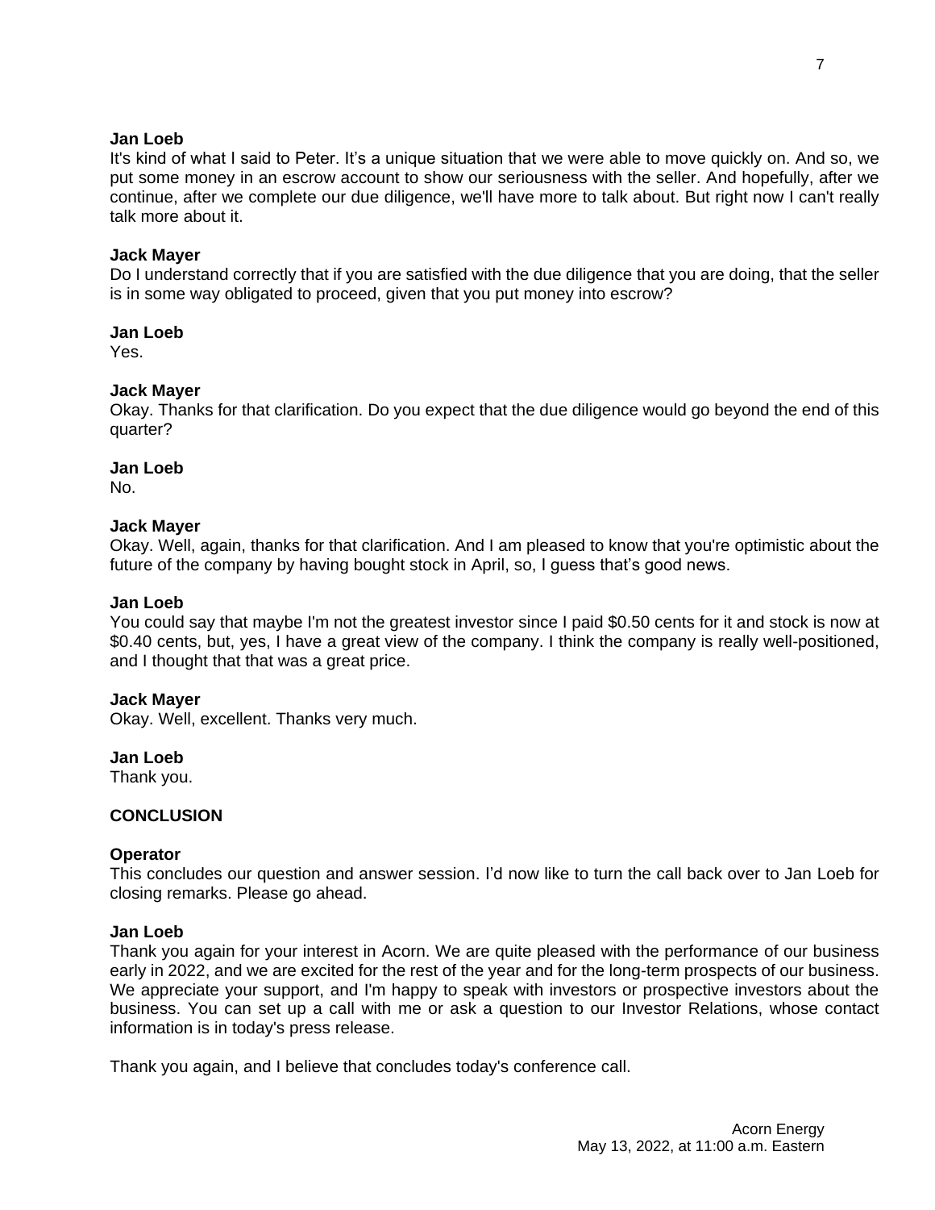**Jan Loeb**
It's kind of what I said to Peter. It's a unique situation that we were able to move quickly on. And so, we put some money in an escrow account to show our seriousness with the seller. And hopefully, after we continue, after we complete our due diligence, we'll have more to talk about. But right now I can't really talk more about it.

**Jack Mayer**
Do I understand correctly that if you are satisfied with the due diligence that you are doing, that the seller is in some way obligated to proceed, given that you put money into escrow?

**Jan Loeb**
Yes.

**Jack Mayer**
Okay. Thanks for that clarification. Do you expect that the due diligence would go beyond the end of this quarter?

**Jan Loeb**
No.

**Jack Mayer**
Okay. Well, again, thanks for that clarification. And I am pleased to know that you're optimistic about the future of the company by having bought stock in April, so, I guess that's good news.

**Jan Loeb**
You could say that maybe I'm not the greatest investor since I paid $0.50 cents for it and stock is now at $0.40 cents, but, yes, I have a great view of the company. I think the company is really well-positioned, and I thought that that was a great price.

**Jack Mayer**
Okay. Well, excellent. Thanks very much.

**Jan Loeb**
Thank you.

**CONCLUSION**

**Operator**
This concludes our question and answer session. I'd now like to turn the call back over to Jan Loeb for closing remarks. Please go ahead.

**Jan Loeb**
Thank you again for your interest in Acorn. We are quite pleased with the performance of our business early in 2022, and we are excited for the rest of the year and for the long-term prospects of our business. We appreciate your support, and I'm happy to speak with investors or prospective investors about the business. You can set up a call with me or ask a question to our Investor Relations, whose contact information is in today's press release.

Thank you again, and I believe that concludes today's conference call.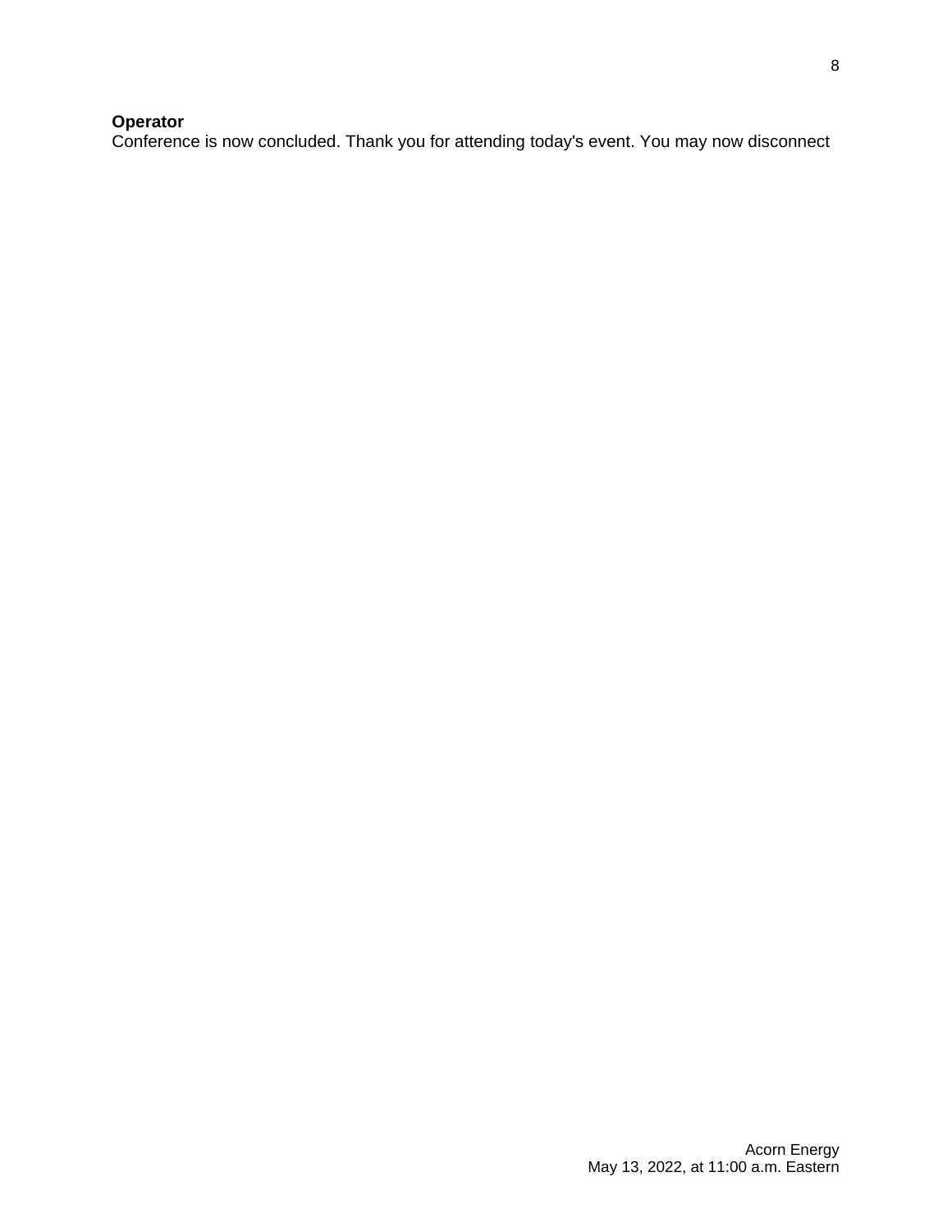**Operator**
Conference is now concluded. Thank you for attending today's event. You may now disconnect